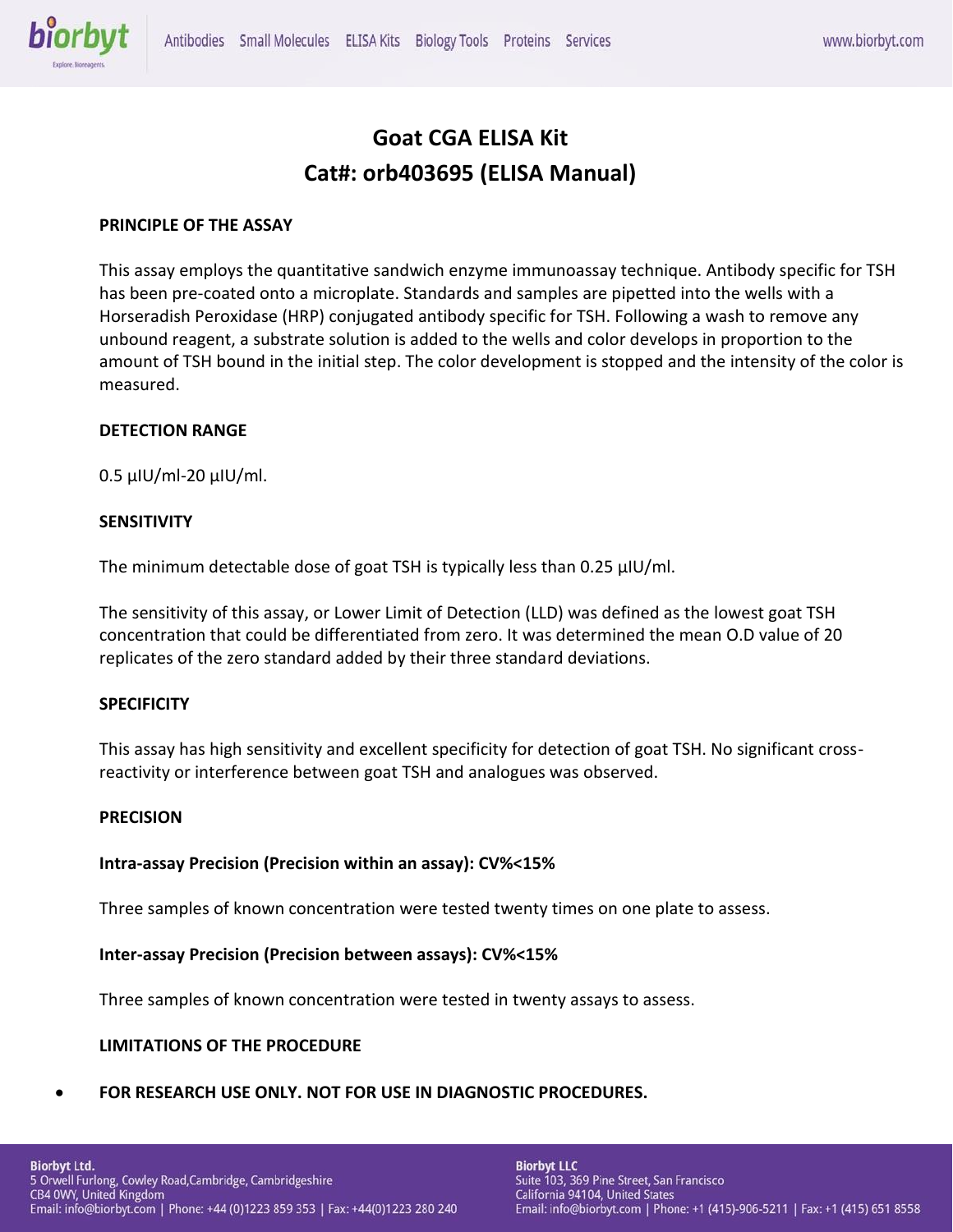# Goat CGA ELISA Kit
# Cat#: orb403695 (ELISA Manual)

**PRINCIPLE OF THE ASSAY**

This assay employs the quantitative sandwich enzyme immunoassay technique. Antibody specific for TSH has been pre-coated onto a microplate. Standards and samples are pipetted into the wells with a Horseradish Peroxidase (HRP) conjugated antibody specific for TSH. Following a wash to remove any unbound reagent, a substrate solution is added to the wells and color develops in proportion to the amount of TSH bound in the initial step. The color development is stopped and the intensity of the color is measured.

**DETECTION RANGE**

0.5 µIU/ml-20 µIU/ml.

**SENSITIVITY**

The minimum detectable dose of goat TSH is typically less than 0.25 µIU/ml.

The sensitivity of this assay, or Lower Limit of Detection (LLD) was defined as the lowest goat TSH concentration that could be differentiated from zero. It was determined the mean O.D value of 20 replicates of the zero standard added by their three standard deviations.

**SPECIFICITY**

This assay has high sensitivity and excellent specificity for detection of goat TSH. No significant cross-reactivity or interference between goat TSH and analogues was observed.

**PRECISION**

**Intra-assay Precision (Precision within an assay): CV%<15%**

Three samples of known concentration were tested twenty times on one plate to assess.

**Inter-assay Precision (Precision between assays): CV%<15%**

Three samples of known concentration were tested in twenty assays to assess.

**LIMITATIONS OF THE PROCEDURE**

- **FOR RESEARCH USE ONLY. NOT FOR USE IN DIAGNOSTIC PROCEDURES.**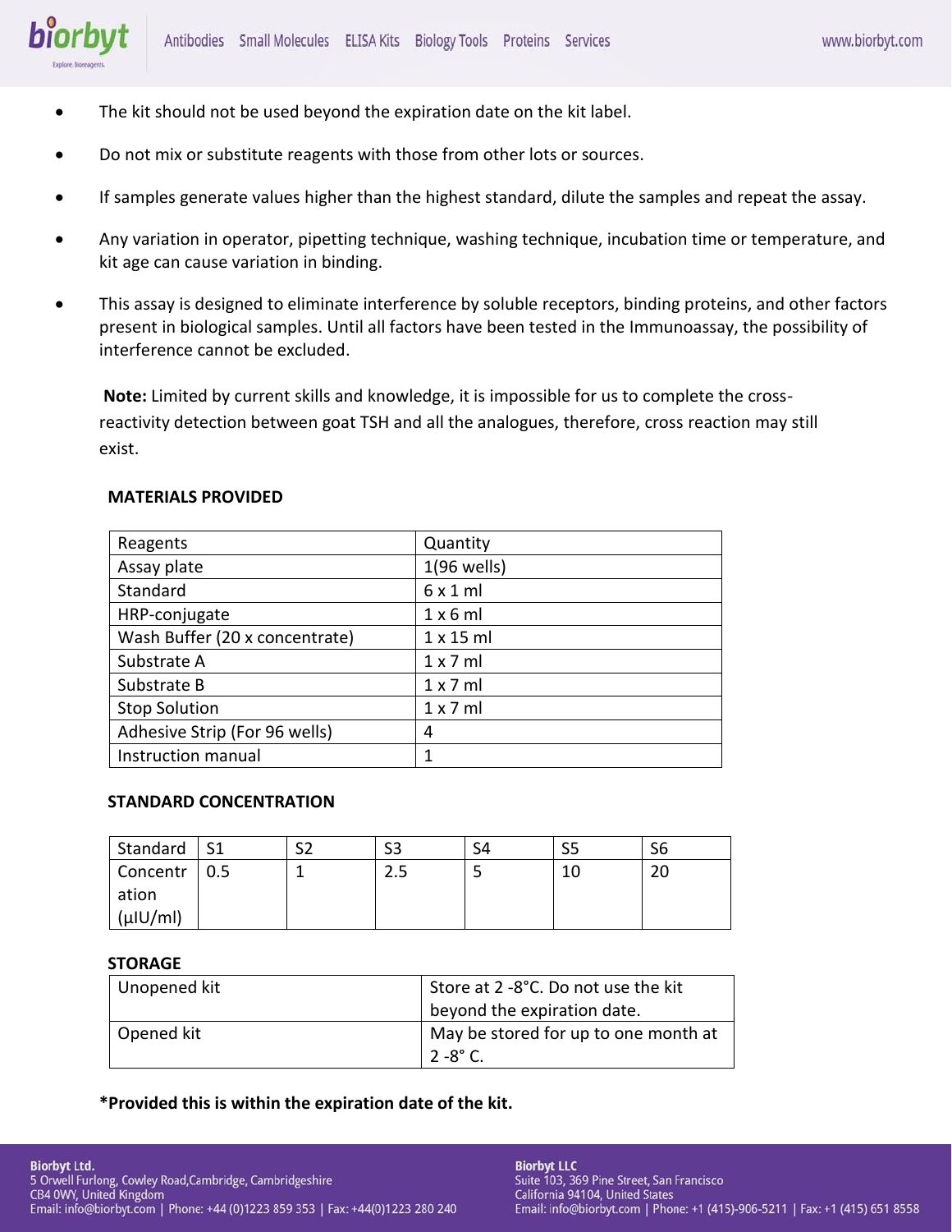- The kit should not be used beyond the expiration date on the kit label.
- Do not mix or substitute reagents with those from other lots or sources.
- If samples generate values higher than the highest standard, dilute the samples and repeat the assay.
- Any variation in operator, pipetting technique, washing technique, incubation time or temperature, and kit age can cause variation in binding.
- This assay is designed to eliminate interference by soluble receptors, binding proteins, and other factors present in biological samples. Until all factors have been tested in the Immunoassay, the possibility of interference cannot be excluded.

**Note:** Limited by current skills and knowledge, it is impossible for us to complete the cross-reactivity detection between goat TSH and all the analogues, therefore, cross reaction may still exist.

## MATERIALS PROVIDED

| Reagents | Quantity |
| --- | --- |
| Assay plate | 1(96 wells) |
| Standard | 6 x 1 ml |
| HRP-conjugate | 1 x 6 ml |
| Wash Buffer (20 x concentrate) | 1 x 15 ml |
| Substrate A | 1 x 7 ml |
| Substrate B | 1 x 7 ml |
| Stop Solution | 1 x 7 ml |
| Adhesive Strip (For 96 wells) | 4 |
| Instruction manual | 1 |

## STANDARD CONCENTRATION

| Standard | S1 | S2 | S3 | S4 | S5 | S6 |
| --- | --- | --- | --- | --- | --- | --- |
| Concentration (μIU/ml) | 0.5 | 1 | 2.5 | 5 | 10 | 20 |

## STORAGE

| Unopened kit | Store at 2 -8°C. Do not use the kit beyond the expiration date. |
| --- | --- |
| Opened kit | May be stored for up to one month at 2 -8° C. |

**\*Provided this is within the expiration date of the kit.**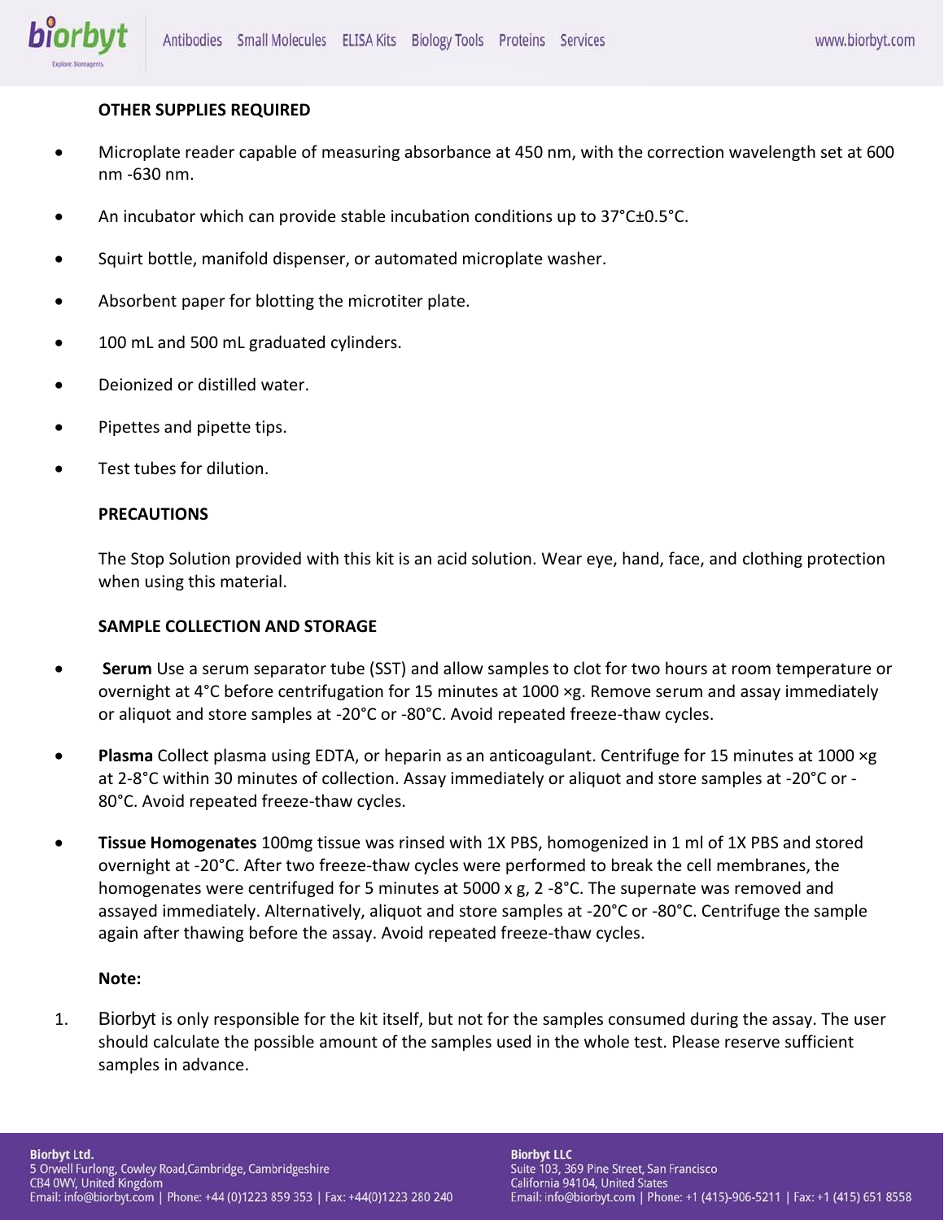**OTHER SUPPLIES REQUIRED**

- Microplate reader capable of measuring absorbance at 450 nm, with the correction wavelength set at 600 nm -630 nm.
- An incubator which can provide stable incubation conditions up to 37°C±0.5°C.
- Squirt bottle, manifold dispenser, or automated microplate washer.
- Absorbent paper for blotting the microtiter plate.
- 100 mL and 500 mL graduated cylinders.
- Deionized or distilled water.
- Pipettes and pipette tips.
- Test tubes for dilution.

**PRECAUTIONS**

The Stop Solution provided with this kit is an acid solution. Wear eye, hand, face, and clothing protection when using this material.

**SAMPLE COLLECTION AND STORAGE**

- **Serum** Use a serum separator tube (SST) and allow samples to clot for two hours at room temperature or overnight at 4°C before centrifugation for 15 minutes at 1000 ×g. Remove serum and assay immediately or aliquot and store samples at -20°C or -80°C. Avoid repeated freeze-thaw cycles.
- **Plasma** Collect plasma using EDTA, or heparin as an anticoagulant. Centrifuge for 15 minutes at 1000 ×g at 2-8°C within 30 minutes of collection. Assay immediately or aliquot and store samples at -20°C or -80°C. Avoid repeated freeze-thaw cycles.
- **Tissue Homogenates** 100mg tissue was rinsed with 1X PBS, homogenized in 1 ml of 1X PBS and stored overnight at -20°C. After two freeze-thaw cycles were performed to break the cell membranes, the homogenates were centrifuged for 5 minutes at 5000 x g, 2 -8°C. The supernate was removed and assayed immediately. Alternatively, aliquot and store samples at -20°C or -80°C. Centrifuge the sample again after thawing before the assay. Avoid repeated freeze-thaw cycles.

**Note:**

1. Biorbyt is only responsible for the kit itself, but not for the samples consumed during the assay. The user should calculate the possible amount of the samples used in the whole test. Please reserve sufficient samples in advance.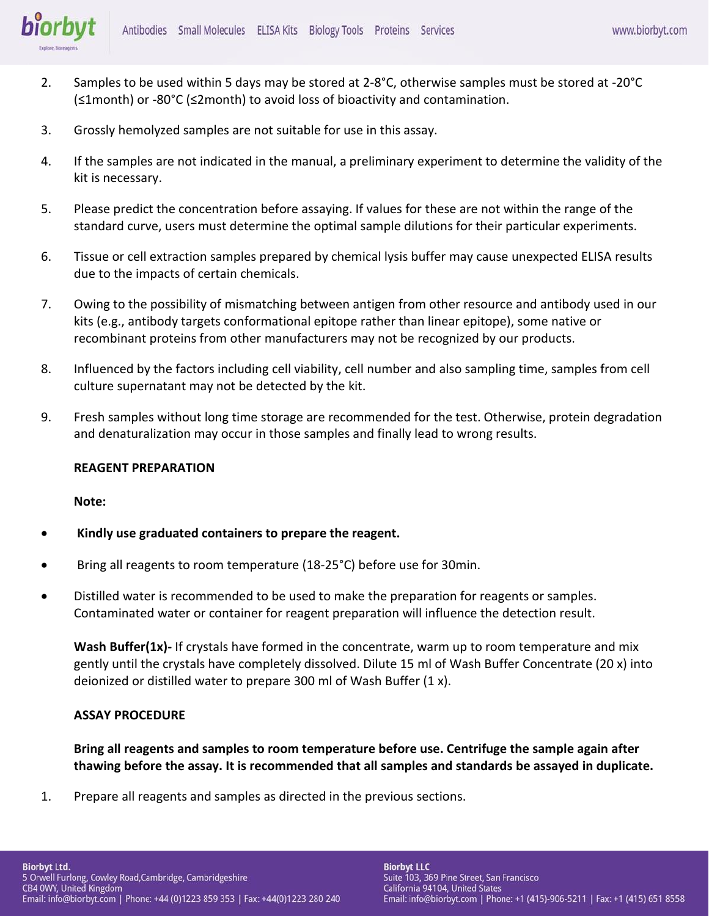2. Samples to be used within 5 days may be stored at 2-8°C, otherwise samples must be stored at -20°C (≤1month) or -80°C (≤2month) to avoid loss of bioactivity and contamination.

3. Grossly hemolyzed samples are not suitable for use in this assay.

4. If the samples are not indicated in the manual, a preliminary experiment to determine the validity of the kit is necessary.

5. Please predict the concentration before assaying. If values for these are not within the range of the standard curve, users must determine the optimal sample dilutions for their particular experiments.

6. Tissue or cell extraction samples prepared by chemical lysis buffer may cause unexpected ELISA results due to the impacts of certain chemicals.

7. Owing to the possibility of mismatching between antigen from other resource and antibody used in our kits (e.g., antibody targets conformational epitope rather than linear epitope), some native or recombinant proteins from other manufacturers may not be recognized by our products.

8. Influenced by the factors including cell viability, cell number and also sampling time, samples from cell culture supernatant may not be detected by the kit.

9. Fresh samples without long time storage are recommended for the test. Otherwise, protein degradation and denaturalization may occur in those samples and finally lead to wrong results.

**REAGENT PREPARATION**

**Note:**

- **Kindly use graduated containers to prepare the reagent.**
- Bring all reagents to room temperature (18-25°C) before use for 30min.
- Distilled water is recommended to be used to make the preparation for reagents or samples. Contaminated water or container for reagent preparation will influence the detection result.

**Wash Buffer(1x)-** If crystals have formed in the concentrate, warm up to room temperature and mix gently until the crystals have completely dissolved. Dilute 15 ml of Wash Buffer Concentrate (20 x) into deionized or distilled water to prepare 300 ml of Wash Buffer (1 x).

**ASSAY PROCEDURE**

**Bring all reagents and samples to room temperature before use. Centrifuge the sample again after thawing before the assay. It is recommended that all samples and standards be assayed in duplicate.**

1. Prepare all reagents and samples as directed in the previous sections.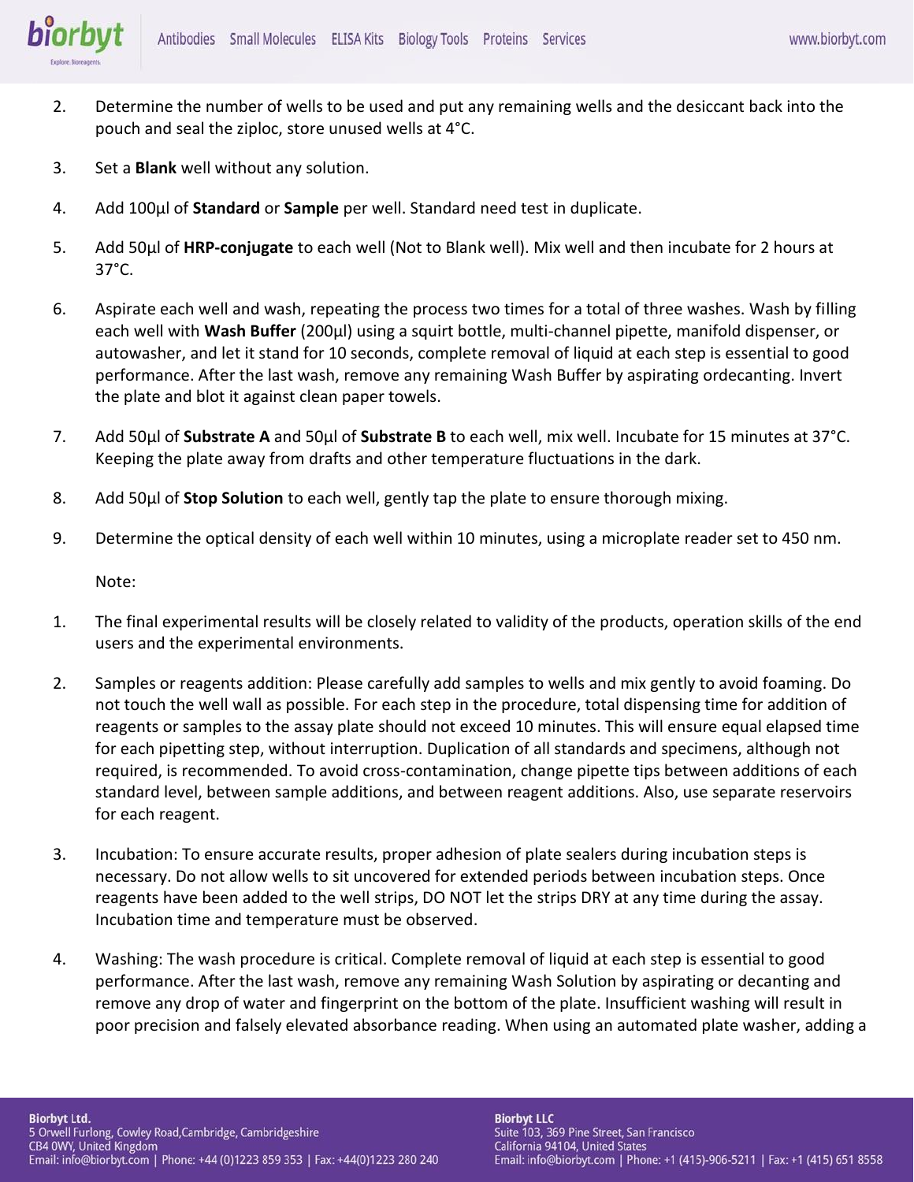2. Determine the number of wells to be used and put any remaining wells and the desiccant back into the pouch and seal the ziploc, store unused wells at 4°C.

3. Set a **Blank** well without any solution.

4. Add 100µl of **Standard** or **Sample** per well. Standard need test in duplicate.

5. Add 50µl of **HRP-conjugate** to each well (Not to Blank well). Mix well and then incubate for 2 hours at 37°C.

6. Aspirate each well and wash, repeating the process two times for a total of three washes. Wash by filling each well with **Wash Buffer** (200µl) using a squirt bottle, multi-channel pipette, manifold dispenser, or autowasher, and let it stand for 10 seconds, complete removal of liquid at each step is essential to good performance. After the last wash, remove any remaining Wash Buffer by aspirating ordecanting. Invert the plate and blot it against clean paper towels.

7. Add 50µl of **Substrate A** and 50µl of **Substrate B** to each well, mix well. Incubate for 15 minutes at 37°C. Keeping the plate away from drafts and other temperature fluctuations in the dark.

8. Add 50µl of **Stop Solution** to each well, gently tap the plate to ensure thorough mixing.

9. Determine the optical density of each well within 10 minutes, using a microplate reader set to 450 nm.

Note:

1. The final experimental results will be closely related to validity of the products, operation skills of the end users and the experimental environments.

2. Samples or reagents addition: Please carefully add samples to wells and mix gently to avoid foaming. Do not touch the well wall as possible. For each step in the procedure, total dispensing time for addition of reagents or samples to the assay plate should not exceed 10 minutes. This will ensure equal elapsed time for each pipetting step, without interruption. Duplication of all standards and specimens, although not required, is recommended. To avoid cross-contamination, change pipette tips between additions of each standard level, between sample additions, and between reagent additions. Also, use separate reservoirs for each reagent.

3. Incubation: To ensure accurate results, proper adhesion of plate sealers during incubation steps is necessary. Do not allow wells to sit uncovered for extended periods between incubation steps. Once reagents have been added to the well strips, DO NOT let the strips DRY at any time during the assay. Incubation time and temperature must be observed.

4. Washing: The wash procedure is critical. Complete removal of liquid at each step is essential to good performance. After the last wash, remove any remaining Wash Solution by aspirating or decanting and remove any drop of water and fingerprint on the bottom of the plate. Insufficient washing will result in poor precision and falsely elevated absorbance reading. When using an automated plate washer, adding a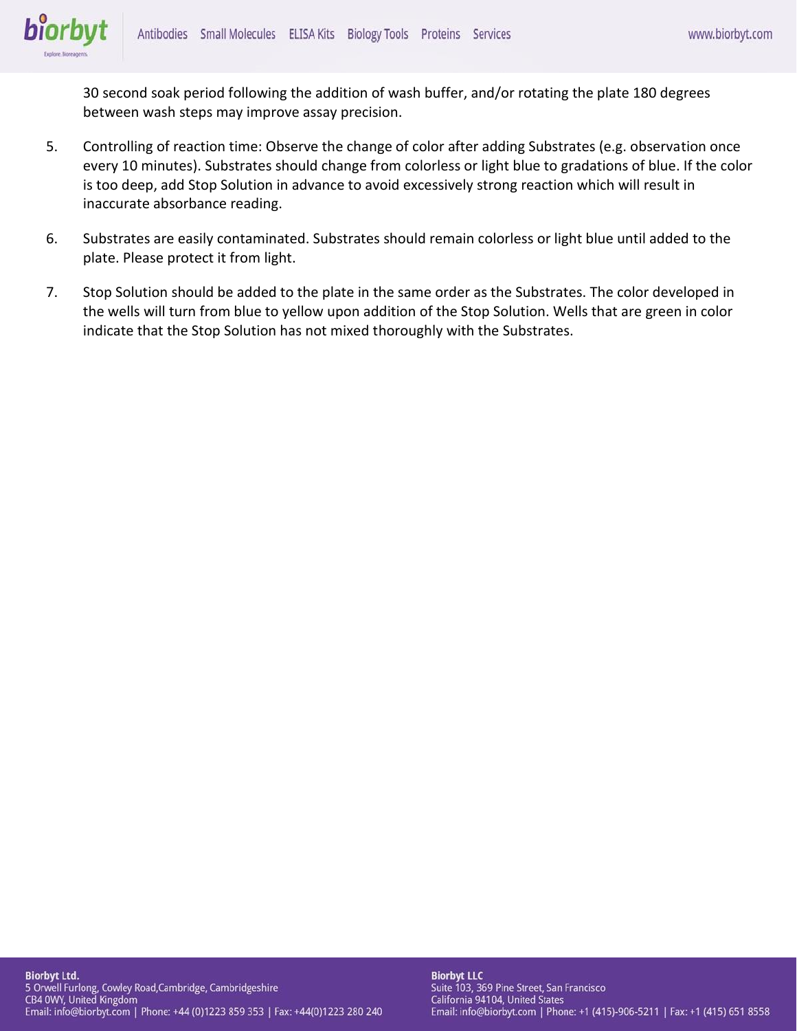30 second soak period following the addition of wash buffer, and/or rotating the plate 180 degrees between wash steps may improve assay precision.

5. Controlling of reaction time: Observe the change of color after adding Substrates (e.g. observation once every 10 minutes). Substrates should change from colorless or light blue to gradations of blue. If the color is too deep, add Stop Solution in advance to avoid excessively strong reaction which will result in inaccurate absorbance reading.

6. Substrates are easily contaminated. Substrates should remain colorless or light blue until added to the plate. Please protect it from light.

7. Stop Solution should be added to the plate in the same order as the Substrates. The color developed in the wells will turn from blue to yellow upon addition of the Stop Solution. Wells that are green in color indicate that the Stop Solution has not mixed thoroughly with the Substrates.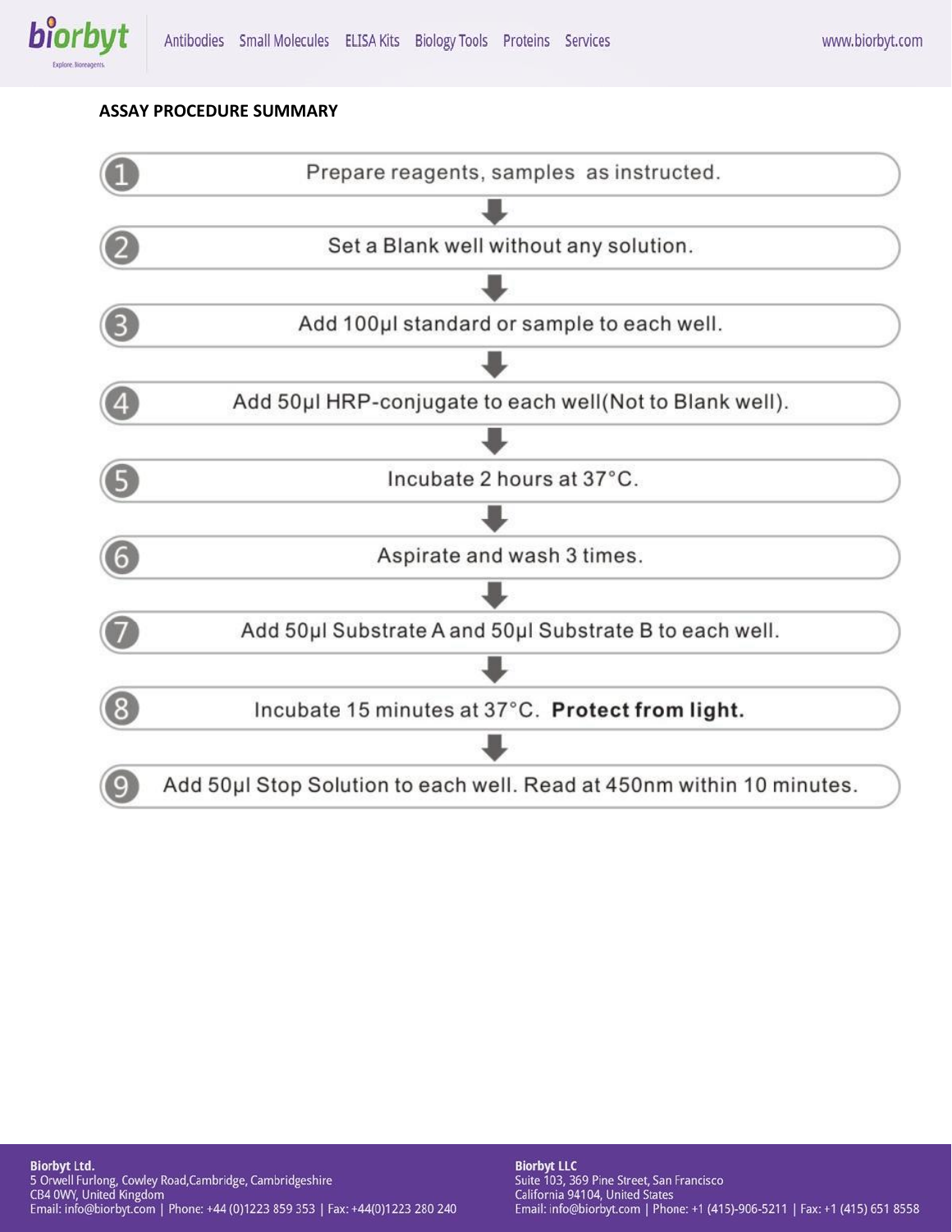## ASSAY PROCEDURE SUMMARY

1. Prepare reagents, samples as instructed.
2. Set a Blank well without any solution.
3. Add 100μl standard or sample to each well.
4. Add 50μl HRP-conjugate to each well(Not to Blank well).
5. Incubate 2 hours at 37°C.
6. Aspirate and wash 3 times.
7. Add 50μl Substrate A and 50μl Substrate B to each well.
8. Incubate 15 minutes at 37°C. **Protect from light.**
9. Add 50μl Stop Solution to each well. Read at 450nm within 10 minutes.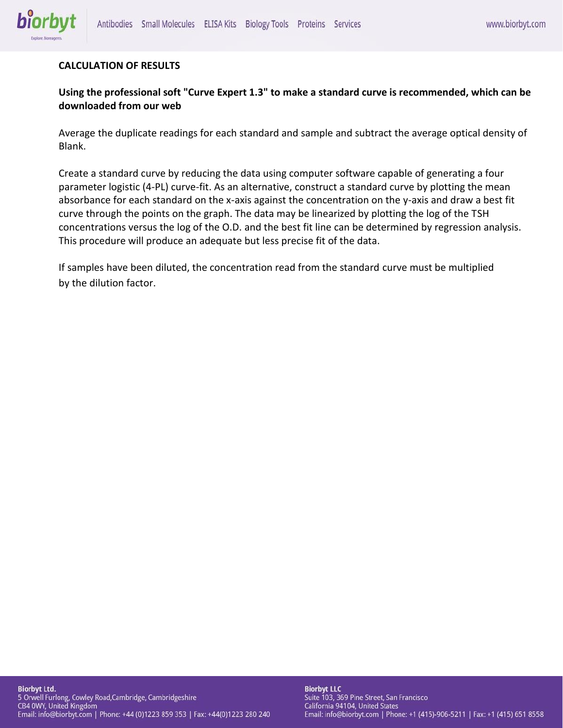**CALCULATION OF RESULTS**

**Using the professional soft "Curve Expert 1.3" to make a standard curve is recommended, which can be downloaded from our web**

Average the duplicate readings for each standard and sample and subtract the average optical density of Blank.

Create a standard curve by reducing the data using computer software capable of generating a four parameter logistic (4-PL) curve-fit. As an alternative, construct a standard curve by plotting the mean absorbance for each standard on the x-axis against the concentration on the y-axis and draw a best fit curve through the points on the graph. The data may be linearized by plotting the log of the TSH concentrations versus the log of the O.D. and the best fit line can be determined by regression analysis. This procedure will produce an adequate but less precise fit of the data.

If samples have been diluted, the concentration read from the standard curve must be multiplied by the dilution factor.